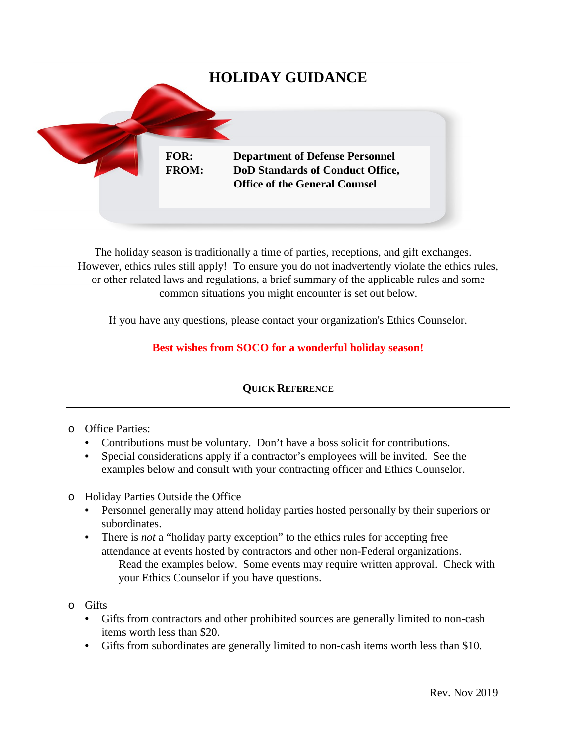# HOLIDAY GUIDANCE

**FOR:** **Department of Defense Personnel**
**FROM:** **DoD Standards of Conduct Office, Office of the General Counsel**

The holiday season is traditionally a time of parties, receptions, and gift exchanges. However, ethics rules still apply! To ensure you do not inadvertently violate the ethics rules, or other related laws and regulations, a brief summary of the applicable rules and some common situations you might encounter is set out below.

If you have any questions, please contact your organization's Ethics Counselor.

**Best wishes from SOCO for a wonderful holiday season!**

## Quick Reference

- Office Parties:
  - Contributions must be voluntary. Don't have a boss solicit for contributions.
  - Special considerations apply if a contractor's employees will be invited. See the examples below and consult with your contracting officer and Ethics Counselor.

- Holiday Parties Outside the Office
  - Personnel generally may attend holiday parties hosted personally by their superiors or subordinates.
  - There is *not* a "holiday party exception" to the ethics rules for accepting free attendance at events hosted by contractors and other non-Federal organizations.
    - Read the examples below. Some events may require written approval. Check with your Ethics Counselor if you have questions.

- Gifts
  - Gifts from contractors and other prohibited sources are generally limited to non-cash items worth less than $20.
  - Gifts from subordinates are generally limited to non-cash items worth less than $10.

Rev. Nov 2019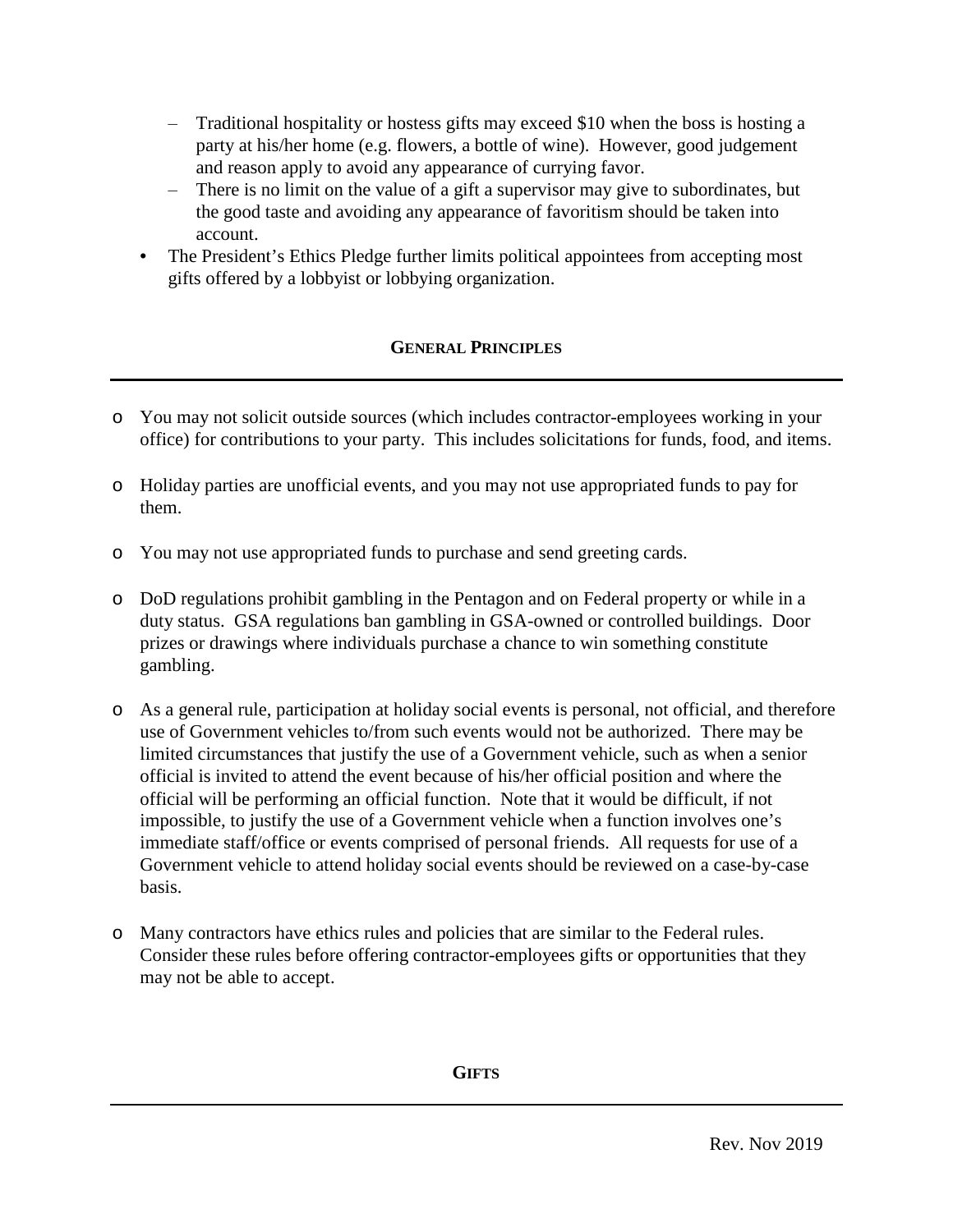- Traditional hospitality or hostess gifts may exceed $10 when the boss is hosting a party at his/her home (e.g. flowers, a bottle of wine). However, good judgement and reason apply to avoid any appearance of currying favor.
  - There is no limit on the value of a gift a supervisor may give to subordinates, but the good taste and avoiding any appearance of favoritism should be taken into account.
- The President's Ethics Pledge further limits political appointees from accepting most gifts offered by a lobbyist or lobbying organization.

## GENERAL PRINCIPLES

- You may not solicit outside sources (which includes contractor-employees working in your office) for contributions to your party. This includes solicitations for funds, food, and items.

- Holiday parties are unofficial events, and you may not use appropriated funds to pay for them.

- You may not use appropriated funds to purchase and send greeting cards.

- DoD regulations prohibit gambling in the Pentagon and on Federal property or while in a duty status. GSA regulations ban gambling in GSA-owned or controlled buildings. Door prizes or drawings where individuals purchase a chance to win something constitute gambling.

- As a general rule, participation at holiday social events is personal, not official, and therefore use of Government vehicles to/from such events would not be authorized. There may be limited circumstances that justify the use of a Government vehicle, such as when a senior official is invited to attend the event because of his/her official position and where the official will be performing an official function. Note that it would be difficult, if not impossible, to justify the use of a Government vehicle when a function involves one's immediate staff/office or events comprised of personal friends. All requests for use of a Government vehicle to attend holiday social events should be reviewed on a case-by-case basis.

- Many contractors have ethics rules and policies that are similar to the Federal rules. Consider these rules before offering contractor-employees gifts or opportunities that they may not be able to accept.

## GIFTS

Rev. Nov 2019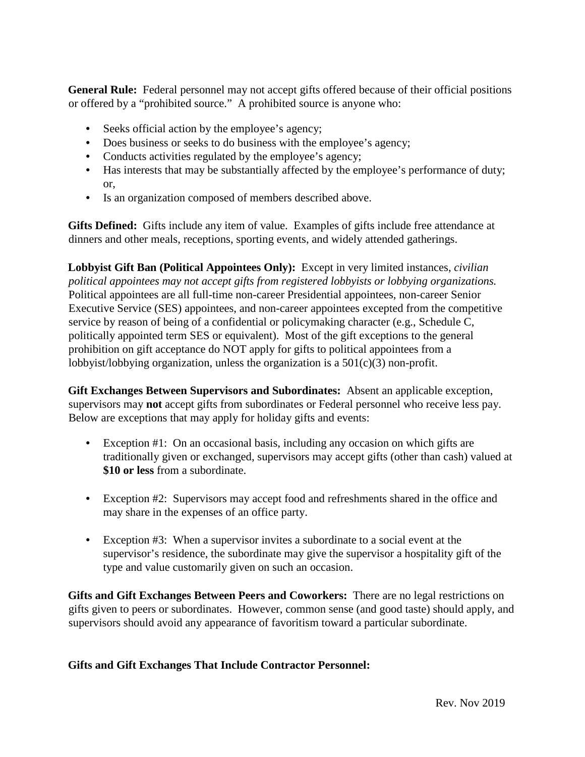**General Rule:** Federal personnel may not accept gifts offered because of their official positions or offered by a "prohibited source." A prohibited source is anyone who:

- Seeks official action by the employee's agency;
- Does business or seeks to do business with the employee's agency;
- Conducts activities regulated by the employee's agency;
- Has interests that may be substantially affected by the employee's performance of duty; or,
- Is an organization composed of members described above.

**Gifts Defined:** Gifts include any item of value. Examples of gifts include free attendance at dinners and other meals, receptions, sporting events, and widely attended gatherings.

**Lobbyist Gift Ban (Political Appointees Only):** Except in very limited instances, *civilian political appointees may not accept gifts from registered lobbyists or lobbying organizations.* Political appointees are all full-time non-career Presidential appointees, non-career Senior Executive Service (SES) appointees, and non-career appointees excepted from the competitive service by reason of being of a confidential or policymaking character (e.g., Schedule C, politically appointed term SES or equivalent). Most of the gift exceptions to the general prohibition on gift acceptance do NOT apply for gifts to political appointees from a lobbyist/lobbying organization, unless the organization is a 501(c)(3) non-profit.

**Gift Exchanges Between Supervisors and Subordinates:** Absent an applicable exception, supervisors may **not** accept gifts from subordinates or Federal personnel who receive less pay. Below are exceptions that may apply for holiday gifts and events:

- Exception #1: On an occasional basis, including any occasion on which gifts are traditionally given or exchanged, supervisors may accept gifts (other than cash) valued at **$10 or less** from a subordinate.

- Exception #2: Supervisors may accept food and refreshments shared in the office and may share in the expenses of an office party.

- Exception #3: When a supervisor invites a subordinate to a social event at the supervisor's residence, the subordinate may give the supervisor a hospitality gift of the type and value customarily given on such an occasion.

**Gifts and Gift Exchanges Between Peers and Coworkers:** There are no legal restrictions on gifts given to peers or subordinates. However, common sense (and good taste) should apply, and supervisors should avoid any appearance of favoritism toward a particular subordinate.

**Gifts and Gift Exchanges That Include Contractor Personnel:**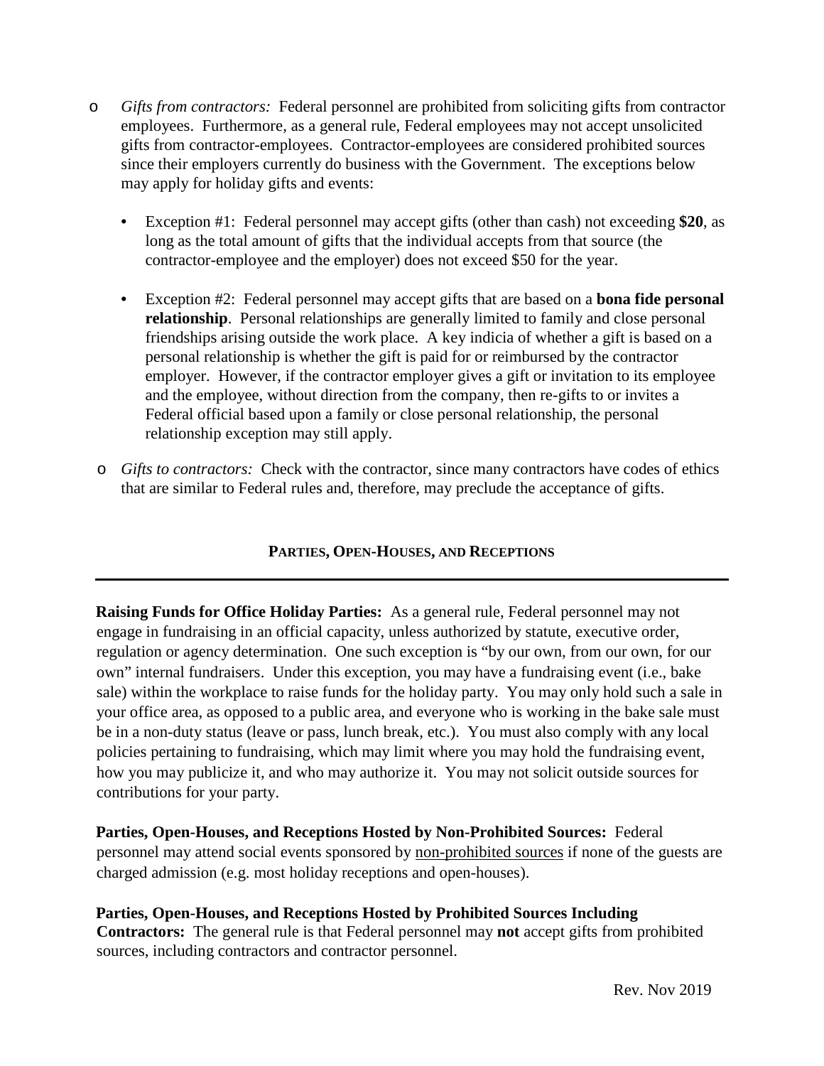- *Gifts from contractors:* Federal personnel are prohibited from soliciting gifts from contractor employees. Furthermore, as a general rule, Federal employees may not accept unsolicited gifts from contractor-employees. Contractor-employees are considered prohibited sources since their employers currently do business with the Government. The exceptions below may apply for holiday gifts and events:

  - Exception #1: Federal personnel may accept gifts (other than cash) not exceeding **$20**, as long as the total amount of gifts that the individual accepts from that source (the contractor-employee and the employer) does not exceed $50 for the year.

  - Exception #2: Federal personnel may accept gifts that are based on a **bona fide personal relationship**. Personal relationships are generally limited to family and close personal friendships arising outside the work place. A key indicia of whether a gift is based on a personal relationship is whether the gift is paid for or reimbursed by the contractor employer. However, if the contractor employer gives a gift or invitation to its employee and the employee, without direction from the company, then re-gifts to or invites a Federal official based upon a family or close personal relationship, the personal relationship exception may still apply.

- *Gifts to contractors:* Check with the contractor, since many contractors have codes of ethics that are similar to Federal rules and, therefore, may preclude the acceptance of gifts.

## PARTIES, OPEN-HOUSES, AND RECEPTIONS

---

**Raising Funds for Office Holiday Parties:** As a general rule, Federal personnel may not engage in fundraising in an official capacity, unless authorized by statute, executive order, regulation or agency determination. One such exception is "by our own, from our own, for our own" internal fundraisers. Under this exception, you may have a fundraising event (i.e., bake sale) within the workplace to raise funds for the holiday party. You may only hold such a sale in your office area, as opposed to a public area, and everyone who is working in the bake sale must be in a non-duty status (leave or pass, lunch break, etc.). You must also comply with any local policies pertaining to fundraising, which may limit where you may hold the fundraising event, how you may publicize it, and who may authorize it. You may not solicit outside sources for contributions for your party.

**Parties, Open-Houses, and Receptions Hosted by Non-Prohibited Sources:** Federal personnel may attend social events sponsored by <u>non-prohibited sources</u> if none of the guests are charged admission (e.g. most holiday receptions and open-houses).

**Parties, Open-Houses, and Receptions Hosted by Prohibited Sources Including Contractors:** The general rule is that Federal personnel may **not** accept gifts from prohibited sources, including contractors and contractor personnel.

Rev. Nov 2019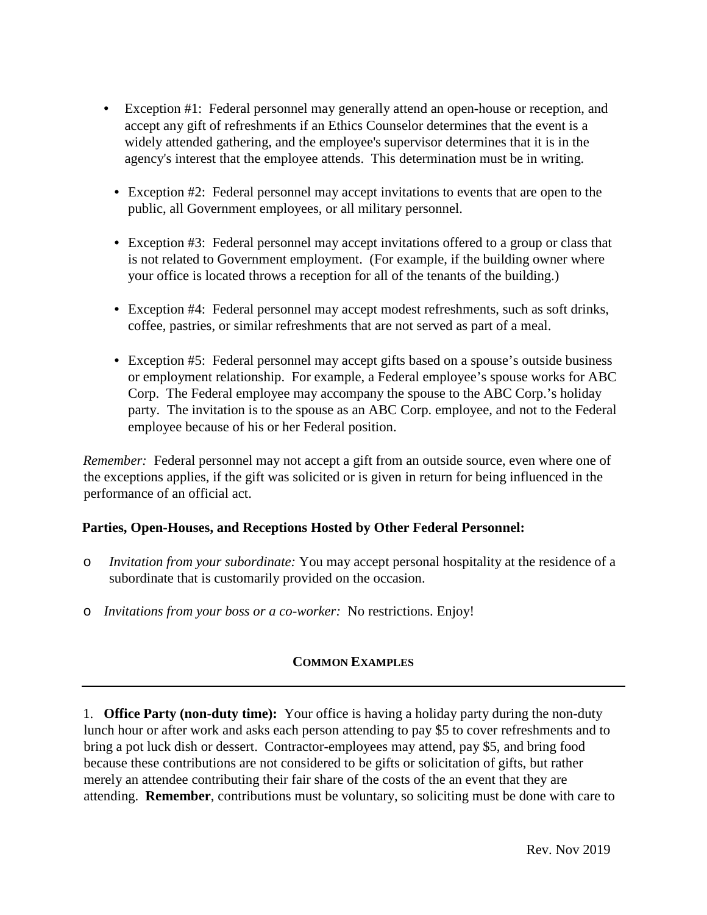- Exception #1: Federal personnel may generally attend an open-house or reception, and accept any gift of refreshments if an Ethics Counselor determines that the event is a widely attended gathering, and the employee's supervisor determines that it is in the agency's interest that the employee attends. This determination must be in writing.

- Exception #2: Federal personnel may accept invitations to events that are open to the public, all Government employees, or all military personnel.

- Exception #3: Federal personnel may accept invitations offered to a group or class that is not related to Government employment. (For example, if the building owner where your office is located throws a reception for all of the tenants of the building.)

- Exception #4: Federal personnel may accept modest refreshments, such as soft drinks, coffee, pastries, or similar refreshments that are not served as part of a meal.

- Exception #5: Federal personnel may accept gifts based on a spouse's outside business or employment relationship. For example, a Federal employee's spouse works for ABC Corp. The Federal employee may accompany the spouse to the ABC Corp.'s holiday party. The invitation is to the spouse as an ABC Corp. employee, and not to the Federal employee because of his or her Federal position.

*Remember:* Federal personnel may not accept a gift from an outside source, even where one of the exceptions applies, if the gift was solicited or is given in return for being influenced in the performance of an official act.

**Parties, Open-Houses, and Receptions Hosted by Other Federal Personnel:**

- *Invitation from your subordinate:* You may accept personal hospitality at the residence of a subordinate that is customarily provided on the occasion.

- *Invitations from your boss or a co-worker:* No restrictions. Enjoy!

## COMMON EXAMPLES

---

1. **Office Party (non-duty time):** Your office is having a holiday party during the non-duty lunch hour or after work and asks each person attending to pay $5 to cover refreshments and to bring a pot luck dish or dessert. Contractor-employees may attend, pay $5, and bring food because these contributions are not considered to be gifts or solicitation of gifts, but rather merely an attendee contributing their fair share of the costs of the an event that they are attending. **Remember**, contributions must be voluntary, so soliciting must be done with care to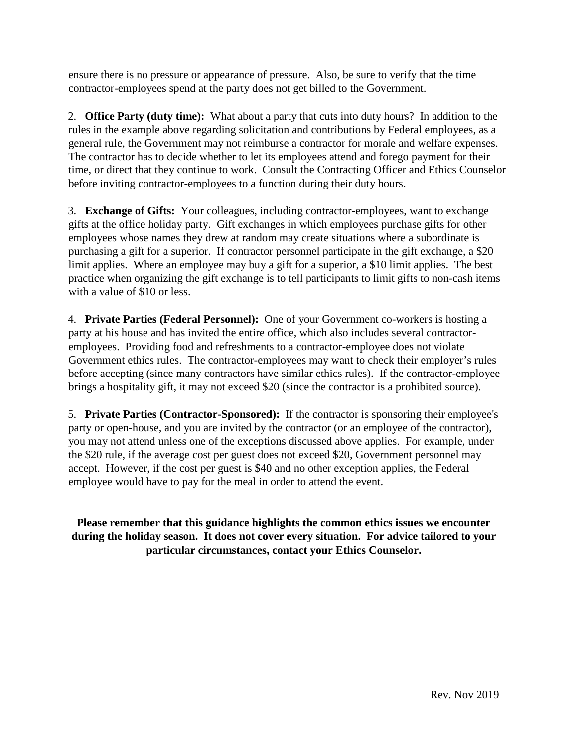ensure there is no pressure or appearance of pressure. Also, be sure to verify that the time contractor-employees spend at the party does not get billed to the Government.

2. **Office Party (duty time):** What about a party that cuts into duty hours? In addition to the rules in the example above regarding solicitation and contributions by Federal employees, as a general rule, the Government may not reimburse a contractor for morale and welfare expenses. The contractor has to decide whether to let its employees attend and forego payment for their time, or direct that they continue to work. Consult the Contracting Officer and Ethics Counselor before inviting contractor-employees to a function during their duty hours.

3. **Exchange of Gifts:** Your colleagues, including contractor-employees, want to exchange gifts at the office holiday party. Gift exchanges in which employees purchase gifts for other employees whose names they drew at random may create situations where a subordinate is purchasing a gift for a superior. If contractor personnel participate in the gift exchange, a $20 limit applies. Where an employee may buy a gift for a superior, a $10 limit applies. The best practice when organizing the gift exchange is to tell participants to limit gifts to non-cash items with a value of $10 or less.

4. **Private Parties (Federal Personnel):** One of your Government co-workers is hosting a party at his house and has invited the entire office, which also includes several contractor-employees. Providing food and refreshments to a contractor-employee does not violate Government ethics rules. The contractor-employees may want to check their employer's rules before accepting (since many contractors have similar ethics rules). If the contractor-employee brings a hospitality gift, it may not exceed $20 (since the contractor is a prohibited source).

5. **Private Parties (Contractor-Sponsored):** If the contractor is sponsoring their employee's party or open-house, and you are invited by the contractor (or an employee of the contractor), you may not attend unless one of the exceptions discussed above applies. For example, under the $20 rule, if the average cost per guest does not exceed $20, Government personnel may accept. However, if the cost per guest is $40 and no other exception applies, the Federal employee would have to pay for the meal in order to attend the event.

**Please remember that this guidance highlights the common ethics issues we encounter during the holiday season. It does not cover every situation. For advice tailored to your particular circumstances, contact your Ethics Counselor.**

Rev. Nov 2019